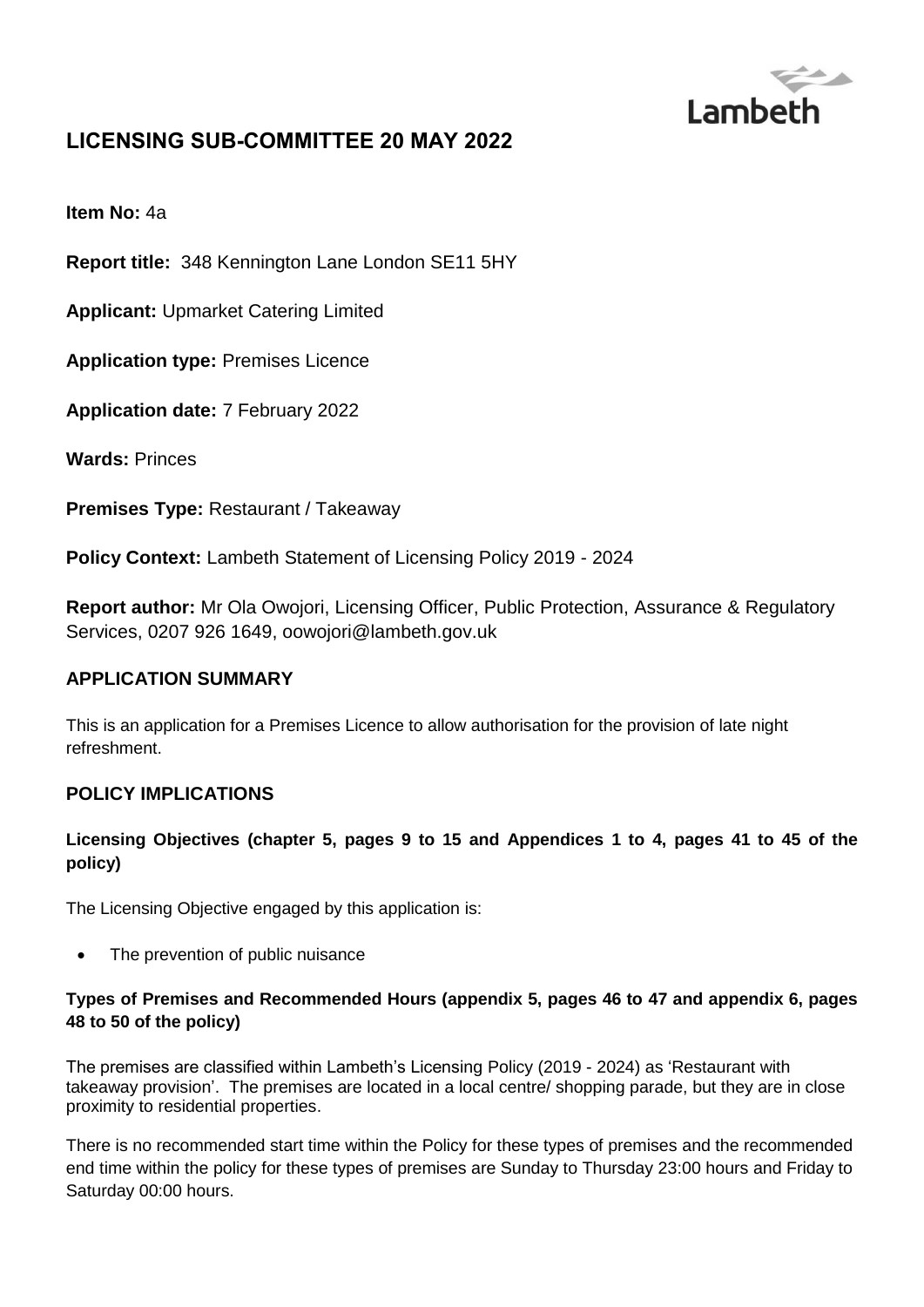# LICENSING SUB-COMMITTEE 20 MAY 2022

**Item No:** 4a

**Report title:** 348 Kennington Lane London SE11 5HY

**Applicant:** Upmarket Catering Limited

**Application type:** Premises Licence

**Application date:** 7 February 2022

**Wards:** Princes

**Premises Type:** Restaurant / Takeaway

**Policy Context:** Lambeth Statement of Licensing Policy 2019 - 2024

**Report author:** Mr Ola Owojori, Licensing Officer, Public Protection, Assurance & Regulatory Services, 0207 926 1649, oowojori@lambeth.gov.uk

## APPLICATION SUMMARY

This is an application for a Premises Licence to allow authorisation for the provision of late night refreshment.

## POLICY IMPLICATIONS

### Licensing Objectives (chapter 5, pages 9 to 15 and Appendices 1 to 4, pages 41 to 45 of the policy)

The Licensing Objective engaged by this application is:

- The prevention of public nuisance

### Types of Premises and Recommended Hours (appendix 5, pages 46 to 47 and appendix 6, pages 48 to 50 of the policy)

The premises are classified within Lambeth's Licensing Policy (2019 - 2024) as 'Restaurant with takeaway provision'. The premises are located in a local centre/ shopping parade, but they are in close proximity to residential properties.

There is no recommended start time within the Policy for these types of premises and the recommended end time within the policy for these types of premises are Sunday to Thursday 23:00 hours and Friday to Saturday 00:00 hours.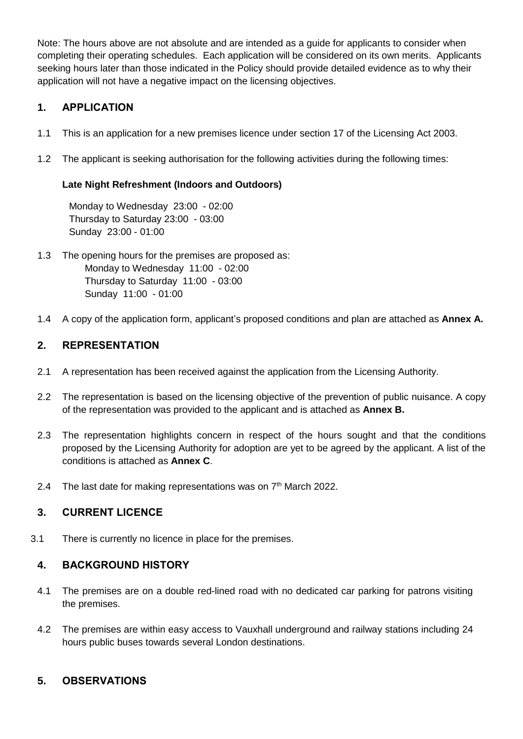Note: The hours above are not absolute and are intended as a guide for applicants to consider when completing their operating schedules. Each application will be considered on its own merits. Applicants seeking hours later than those indicated in the Policy should provide detailed evidence as to why their application will not have a negative impact on the licensing objectives.

## 1. APPLICATION

1.1 This is an application for a new premises licence under section 17 of the Licensing Act 2003.

1.2 The applicant is seeking authorisation for the following activities during the following times:

**Late Night Refreshment (Indoors and Outdoors)**

Monday to Wednesday 23:00 - 02:00
Thursday to Saturday 23:00 - 03:00
Sunday 23:00 - 01:00

1.3 The opening hours for the premises are proposed as:
Monday to Wednesday 11:00 - 02:00
Thursday to Saturday 11:00 - 03:00
Sunday 11:00 - 01:00

1.4 A copy of the application form, applicant's proposed conditions and plan are attached as **Annex A.**

## 2. REPRESENTATION

2.1 A representation has been received against the application from the Licensing Authority.

2.2 The representation is based on the licensing objective of the prevention of public nuisance. A copy of the representation was provided to the applicant and is attached as **Annex B.**

2.3 The representation highlights concern in respect of the hours sought and that the conditions proposed by the Licensing Authority for adoption are yet to be agreed by the applicant. A list of the conditions is attached as **Annex C**.

2.4 The last date for making representations was on 7th March 2022.

## 3. CURRENT LICENCE

3.1 There is currently no licence in place for the premises.

## 4. BACKGROUND HISTORY

4.1 The premises are on a double red-lined road with no dedicated car parking for patrons visiting the premises.

4.2 The premises are within easy access to Vauxhall underground and railway stations including 24 hours public buses towards several London destinations.

## 5. OBSERVATIONS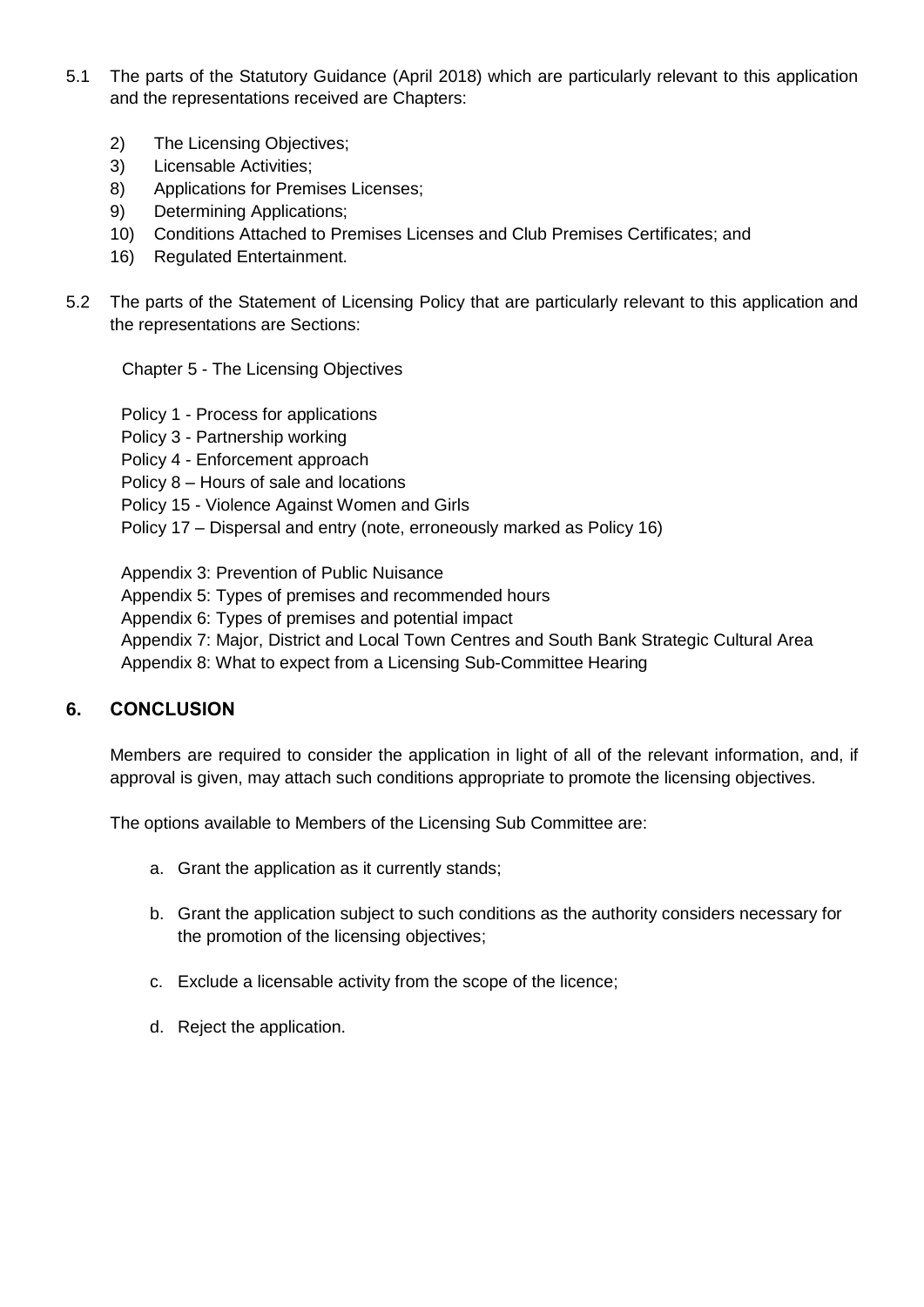5.1 The parts of the Statutory Guidance (April 2018) which are particularly relevant to this application and the representations received are Chapters:

2) The Licensing Objectives;
3) Licensable Activities;
8) Applications for Premises Licenses;
9) Determining Applications;
10) Conditions Attached to Premises Licenses and Club Premises Certificates; and
16) Regulated Entertainment.

5.2 The parts of the Statement of Licensing Policy that are particularly relevant to this application and the representations are Sections:

Chapter 5 - The Licensing Objectives

Policy 1 - Process for applications
Policy 3 - Partnership working
Policy 4 - Enforcement approach
Policy 8 – Hours of sale and locations
Policy 15 - Violence Against Women and Girls
Policy 17 – Dispersal and entry (note, erroneously marked as Policy 16)

Appendix 3: Prevention of Public Nuisance
Appendix 5: Types of premises and recommended hours
Appendix 6: Types of premises and potential impact
Appendix 7: Major, District and Local Town Centres and South Bank Strategic Cultural Area
Appendix 8: What to expect from a Licensing Sub-Committee Hearing

## 6. CONCLUSION

Members are required to consider the application in light of all of the relevant information, and, if approval is given, may attach such conditions appropriate to promote the licensing objectives.

The options available to Members of the Licensing Sub Committee are:

a. Grant the application as it currently stands;

b. Grant the application subject to such conditions as the authority considers necessary for the promotion of the licensing objectives;

c. Exclude a licensable activity from the scope of the licence;

d. Reject the application.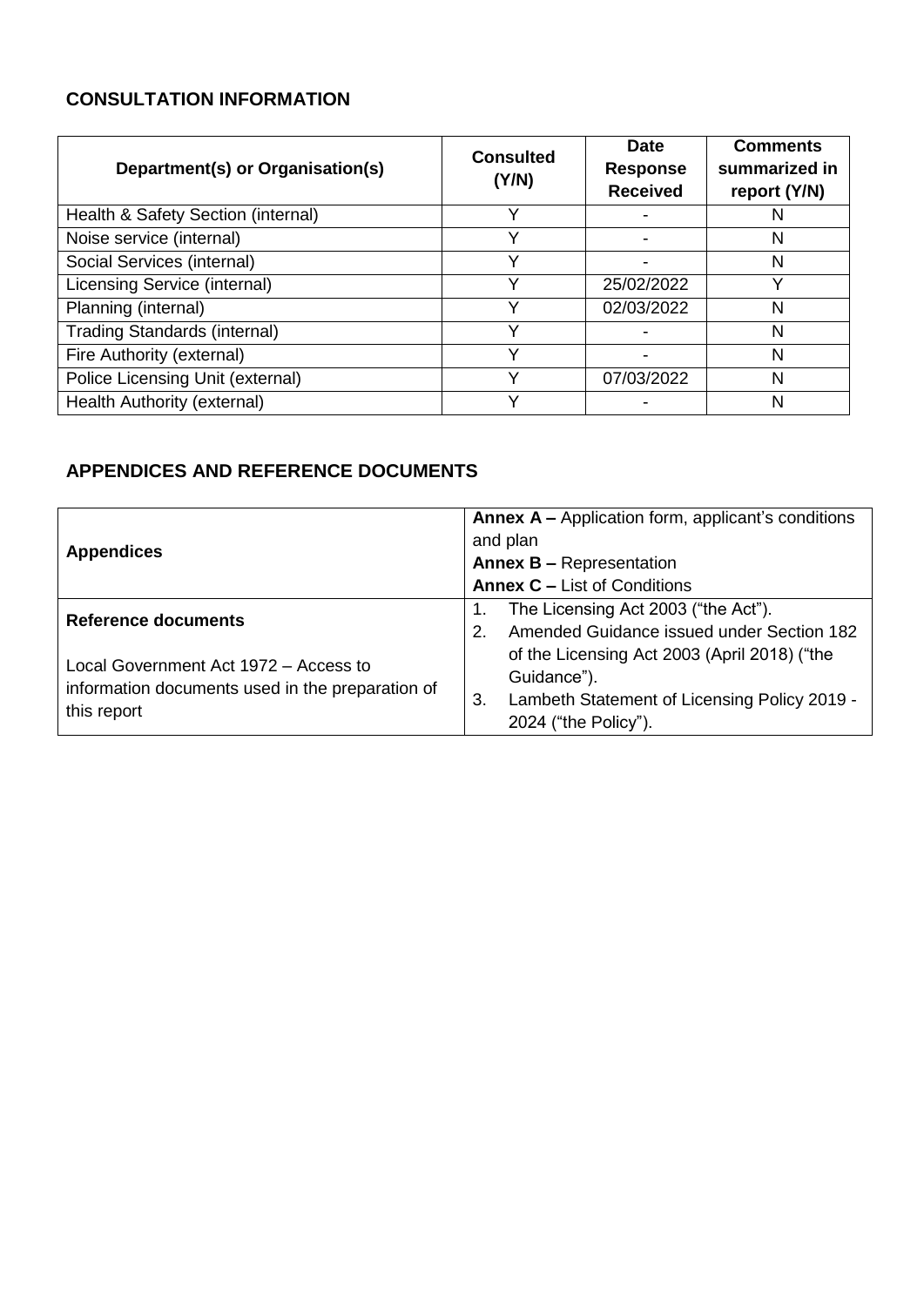## CONSULTATION INFORMATION

| Department(s) or Organisation(s) | Consulted (Y/N) | Date Response Received | Comments summarized in report (Y/N) |
|---|---|---|---|
| Health & Safety Section (internal) | Y | - | N |
| Noise service (internal) | Y | - | N |
| Social Services (internal) | Y | - | N |
| Licensing Service (internal) | Y | 25/02/2022 | Y |
| Planning (internal) | Y | 02/03/2022 | N |
| Trading Standards (internal) | Y | - | N |
| Fire Authority (external) | Y | - | N |
| Police Licensing Unit (external) | Y | 07/03/2022 | N |
| Health Authority (external) | Y | - | N |

## APPENDICES AND REFERENCE DOCUMENTS

| | |
|---|---|
| **Appendices** | **Annex A –** Application form, applicant's conditions and plan<br>**Annex B –** Representation<br>**Annex C –** List of Conditions |
| **Reference documents**<br><br>Local Government Act 1972 – Access to information documents used in the preparation of this report | 1. The Licensing Act 2003 ("the Act").<br>2. Amended Guidance issued under Section 182 of the Licensing Act 2003 (April 2018) ("the Guidance").<br>3. Lambeth Statement of Licensing Policy 2019 - 2024 ("the Policy"). |